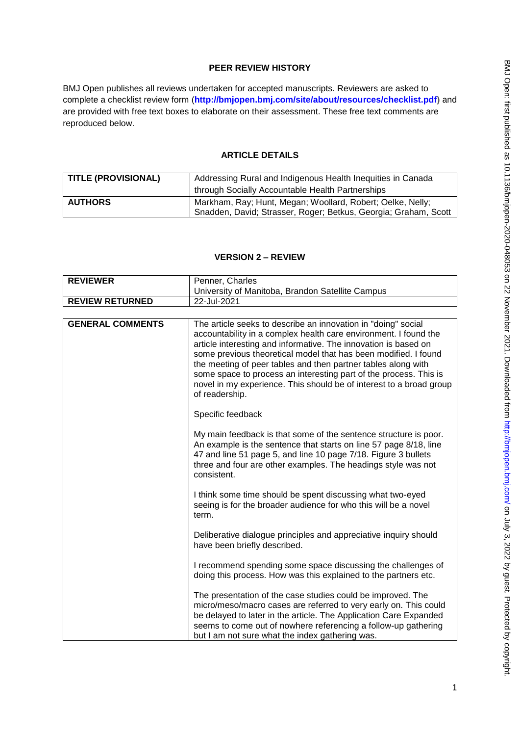## PEER REVIEW HISTORY

BMJ Open publishes all reviews undertaken for accepted manuscripts. Reviewers are asked to complete a checklist review form (**http://bmjopen.bmj.com/site/about/resources/checklist.pdf**) and are provided with free text boxes to elaborate on their assessment. These free text comments are reproduced below.

## ARTICLE DETAILS

| | |
|---|---|
| **TITLE (PROVISIONAL)** | Addressing Rural and Indigenous Health Inequities in Canada through Socially Accountable Health Partnerships |
| **AUTHORS** | Markham, Ray; Hunt, Megan; Woollard, Robert; Oelke, Nelly; Snadden, David; Strasser, Roger; Betkus, Georgia; Graham, Scott |

## VERSION 2 – REVIEW

| | |
|---|---|
| **REVIEWER** | Penner, Charles<br>University of Manitoba, Brandon Satellite Campus |
| **REVIEW RETURNED** | 22-Jul-2021 |

| | |
|---|---|
| **GENERAL COMMENTS** | The article seeks to describe an innovation in "doing" social accountability in a complex health care environment. I found the article interesting and informative. The innovation is based on some previous theoretical model that has been modified. I found the meeting of peer tables and then partner tables along with some space to process an interesting part of the process. This is novel in my experience. This should be of interest to a broad group of readership.<br><br>Specific feedback<br><br>My main feedback is that some of the sentence structure is poor. An example is the sentence that starts on line 57 page 8/18, line 47 and line 51 page 5, and line 10 page 7/18. Figure 3 bullets three and four are other examples. The headings style was not consistent.<br><br>I think some time should be spent discussing what two-eyed seeing is for the broader audience for who this will be a novel term.<br><br>Deliberative dialogue principles and appreciative inquiry should have been briefly described.<br><br>I recommend spending some space discussing the challenges of doing this process. How was this explained to the partners etc.<br><br>The presentation of the case studies could be improved. The micro/meso/macro cases are referred to very early on. This could be delayed to later in the article. The Application Care Expanded seems to come out of nowhere referencing a follow-up gathering but I am not sure what the index gathering was. |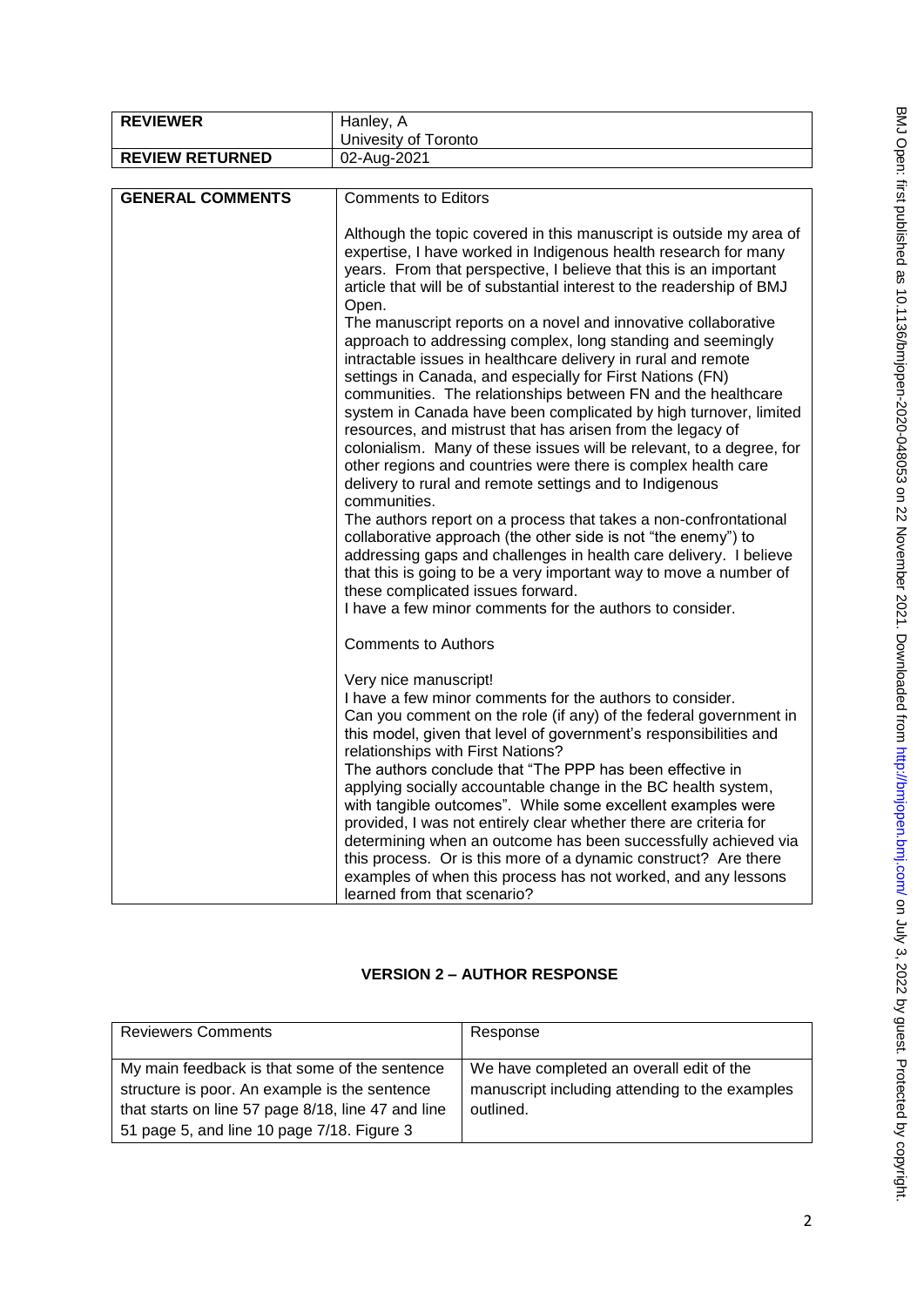| REVIEWER | Hanley, A<br>Univesity of Toronto |
| --- | --- |
| REVIEW RETURNED | 02-Aug-2021 |

| GENERAL COMMENTS | Comments to Editors<br><br>Although the topic covered in this manuscript is outside my area of expertise, I have worked in Indigenous health research for many years. From that perspective, I believe that this is an important article that will be of substantial interest to the readership of BMJ Open.<br>The manuscript reports on a novel and innovative collaborative approach to addressing complex, long standing and seemingly intractable issues in healthcare delivery in rural and remote settings in Canada, and especially for First Nations (FN) communities. The relationships between FN and the healthcare system in Canada have been complicated by high turnover, limited resources, and mistrust that has arisen from the legacy of colonialism. Many of these issues will be relevant, to a degree, for other regions and countries were there is complex health care delivery to rural and remote settings and to Indigenous communities.<br>The authors report on a process that takes a non-confrontational collaborative approach (the other side is not "the enemy") to addressing gaps and challenges in health care delivery. I believe that this is going to be a very important way to move a number of these complicated issues forward.<br>I have a few minor comments for the authors to consider.<br><br>Comments to Authors<br><br>Very nice manuscript!<br>I have a few minor comments for the authors to consider.<br>Can you comment on the role (if any) of the federal government in this model, given that level of government's responsibilities and relationships with First Nations?<br>The authors conclude that "The PPP has been effective in applying socially accountable change in the BC health system, with tangible outcomes". While some excellent examples were provided, I was not entirely clear whether there are criteria for determining when an outcome has been successfully achieved via this process. Or is this more of a dynamic construct? Are there examples of when this process has not worked, and any lessons learned from that scenario? |
| --- | --- |

## VERSION 2 – AUTHOR RESPONSE

| Reviewers Comments | Response |
| --- | --- |
| My main feedback is that some of the sentence structure is poor. An example is the sentence that starts on line 57 page 8/18, line 47 and line 51 page 5, and line 10 page 7/18. Figure 3 | We have completed an overall edit of the manuscript including attending to the examples outlined. |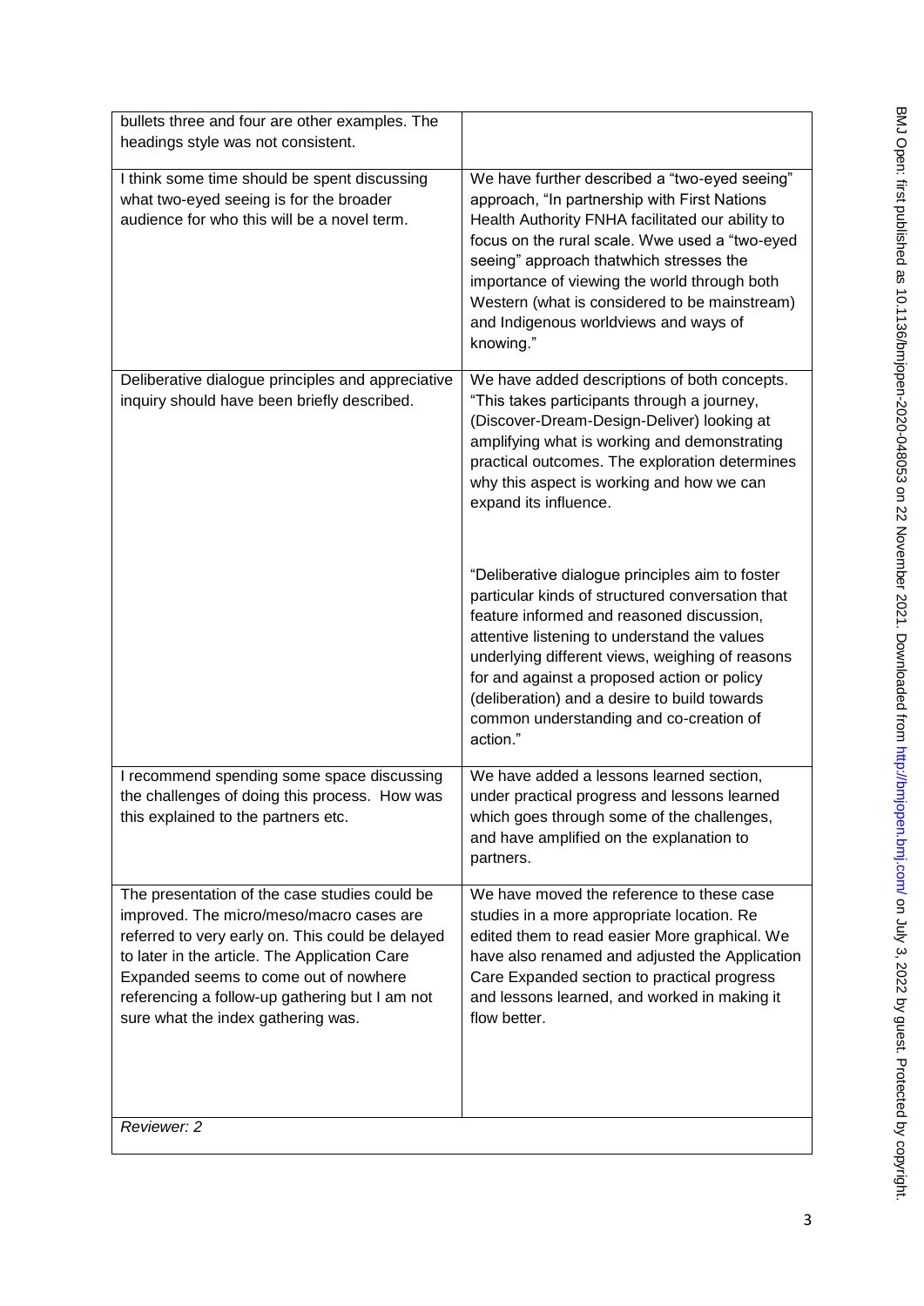| | |
|---|---|
| bullets three and four are other examples. The headings style was not consistent. | |
| I think some time should be spent discussing what two-eyed seeing is for the broader audience for who this will be a novel term. | We have further described a "two-eyed seeing" approach, "In partnership with First Nations Health Authority FNHA facilitated our ability to focus on the rural scale. Wwe used a "two-eyed seeing" approach thatwhich stresses the importance of viewing the world through both Western (what is considered to be mainstream) and Indigenous worldviews and ways of knowing." |
| Deliberative dialogue principles and appreciative inquiry should have been briefly described. | We have added descriptions of both concepts. "This takes participants through a journey, (Discover-Dream-Design-Deliver) looking at amplifying what is working and demonstrating practical outcomes. The exploration determines why this aspect is working and how we can expand its influence.<br><br>"Deliberative dialogue principles aim to foster particular kinds of structured conversation that feature informed and reasoned discussion, attentive listening to understand the values underlying different views, weighing of reasons for and against a proposed action or policy (deliberation) and a desire to build towards common understanding and co-creation of action." |
| I recommend spending some space discussing the challenges of doing this process. How was this explained to the partners etc. | We have added a lessons learned section, under practical progress and lessons learned which goes through some of the challenges, and have amplified on the explanation to partners. |
| The presentation of the case studies could be improved. The micro/meso/macro cases are referred to very early on. This could be delayed to later in the article. The Application Care Expanded seems to come out of nowhere referencing a follow-up gathering but I am not sure what the index gathering was. | We have moved the reference to these case studies in a more appropriate location. Re edited them to read easier More graphical. We have also renamed and adjusted the Application Care Expanded section to practical progress and lessons learned, and worked in making it flow better. |
| *Reviewer: 2* | |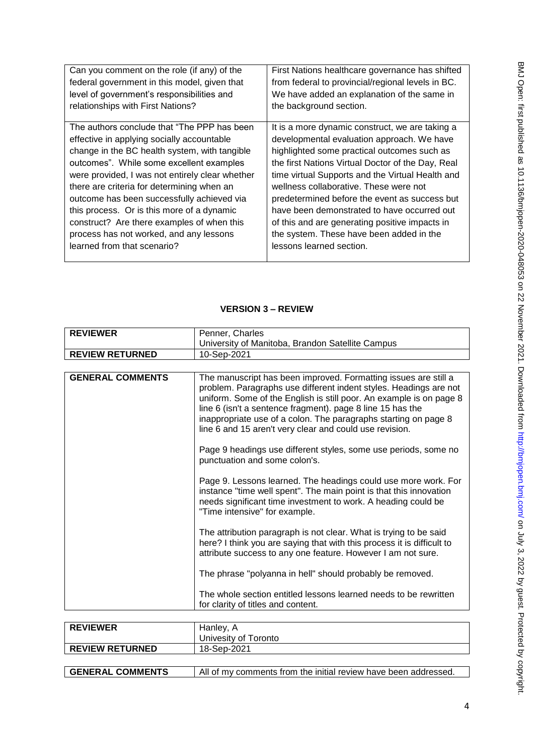| Can you comment on the role (if any) of the federal government in this model, given that level of government's responsibilities and relationships with First Nations? | First Nations healthcare governance has shifted from federal to provincial/regional levels in BC. We have added an explanation of the same in the background section. |
|---|---|
| The authors conclude that "The PPP has been effective in applying socially accountable change in the BC health system, with tangible outcomes". While some excellent examples were provided, I was not entirely clear whether there are criteria for determining when an outcome has been successfully achieved via this process. Or is this more of a dynamic construct? Are there examples of when this process has not worked, and any lessons learned from that scenario? | It is a more dynamic construct, we are taking a developmental evaluation approach. We have highlighted some practical outcomes such as the first Nations Virtual Doctor of the Day, Real time virtual Supports and the Virtual Health and wellness collaborative. These were not predetermined before the event as success but have been demonstrated to have occurred out of this and are generating positive impacts in the system. These have been added in the lessons learned section. |

## VERSION 3 – REVIEW

| **REVIEWER** | Penner, Charles<br>University of Manitoba, Brandon Satellite Campus |
|---|---|
| **REVIEW RETURNED** | 10-Sep-2021 |

| **GENERAL COMMENTS** | The manuscript has been improved. Formatting issues are still a problem. Paragraphs use different indent styles. Headings are not uniform. Some of the English is still poor. An example is on page 8 line 6 (isn't a sentence fragment). page 8 line 15 has the inappropriate use of a colon. The paragraphs starting on page 8 line 6 and 15 aren't very clear and could use revision.<br><br>Page 9 headings use different styles, some use periods, some no punctuation and some colon's.<br><br>Page 9. Lessons learned. The headings could use more work. For instance "time well spent". The main point is that this innovation needs significant time investment to work. A heading could be "Time intensive" for example.<br><br>The attribution paragraph is not clear. What is trying to be said here? I think you are saying that with this process it is difficult to attribute success to any one feature. However I am not sure.<br><br>The phrase "polyanna in hell" should probably be removed.<br><br>The whole section entitled lessons learned needs to be rewritten for clarity of titles and content. |
|---|---|

| **REVIEWER** | Hanley, A<br>Univesity of Toronto |
|---|---|
| **REVIEW RETURNED** | 18-Sep-2021 |

| **GENERAL COMMENTS** | All of my comments from the initial review have been addressed. |
|---|---|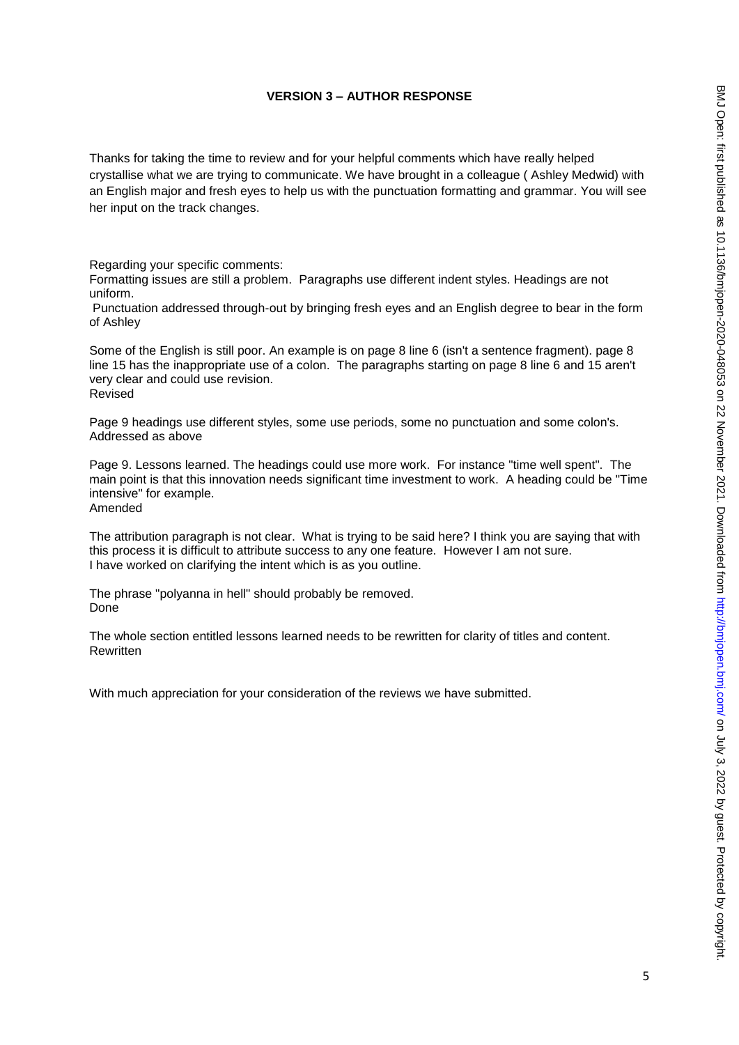**VERSION 3 – AUTHOR RESPONSE**

Thanks for taking the time to review and for your helpful comments which have really helped crystallise what we are trying to communicate. We have brought in a colleague ( Ashley Medwid) with an English major and fresh eyes to help us with the punctuation formatting and grammar. You will see her input on the track changes.

Regarding your specific comments:
Formatting issues are still a problem. Paragraphs use different indent styles. Headings are not uniform.
Punctuation addressed through-out by bringing fresh eyes and an English degree to bear in the form of Ashley

Some of the English is still poor. An example is on page 8 line 6 (isn't a sentence fragment). page 8 line 15 has the inappropriate use of a colon. The paragraphs starting on page 8 line 6 and 15 aren't very clear and could use revision.
Revised

Page 9 headings use different styles, some use periods, some no punctuation and some colon's.
Addressed as above

Page 9. Lessons learned. The headings could use more work. For instance "time well spent". The main point is that this innovation needs significant time investment to work. A heading could be "Time intensive" for example.
Amended

The attribution paragraph is not clear. What is trying to be said here? I think you are saying that with this process it is difficult to attribute success to any one feature. However I am not sure.
I have worked on clarifying the intent which is as you outline.

The phrase "polyanna in hell" should probably be removed.
Done

The whole section entitled lessons learned needs to be rewritten for clarity of titles and content.
Rewritten

With much appreciation for your consideration of the reviews we have submitted.